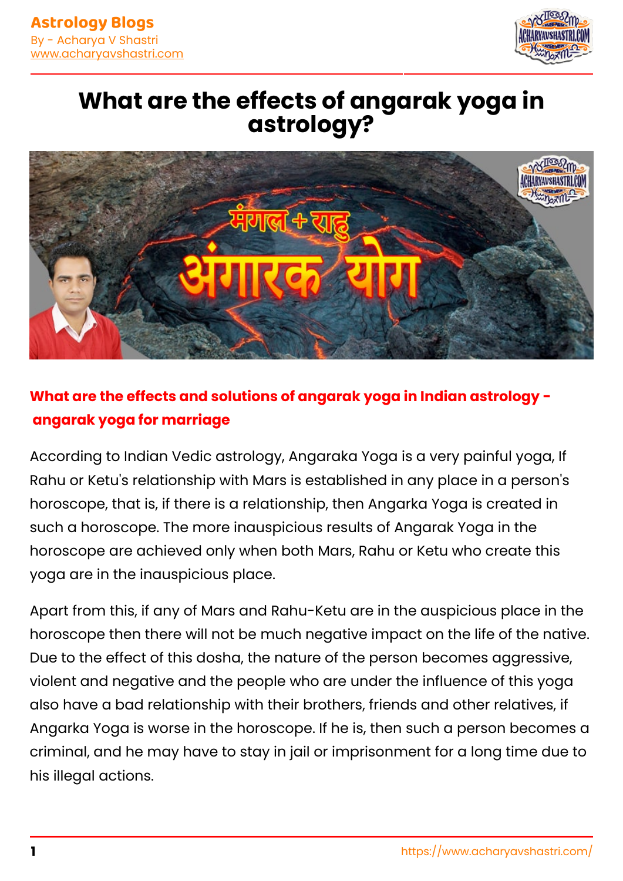# What are the effects of angarak yoga in astrology?

**What are the effects and solutions of angarak yoga in Indian astrology - angarak yoga for marriage**

According to Indian Vedic astrology, Angaraka Yoga is a very painful yoga, If Rahu or Ketu's relationship with Mars is established in any place in a person's horoscope, that is, if there is a relationship, then Angarka Yoga is created in such a horoscope. The more inauspicious results of Angarak Yoga in the horoscope are achieved only when both Mars, Rahu or Ketu who create this yoga are in the inauspicious place.

Apart from this, if any of Mars and Rahu-Ketu are in the auspicious place in the horoscope then there will not be much negative impact on the life of the native. Due to the effect of this dosha, the nature of the person becomes aggressive, violent and negative and the people who are under the influence of this yoga also have a bad relationship with their brothers, friends and other relatives, if Angarka Yoga is worse in the horoscope. If he is, then such a person becomes a criminal, and he may have to stay in jail or imprisonment for a long time due to his illegal actions.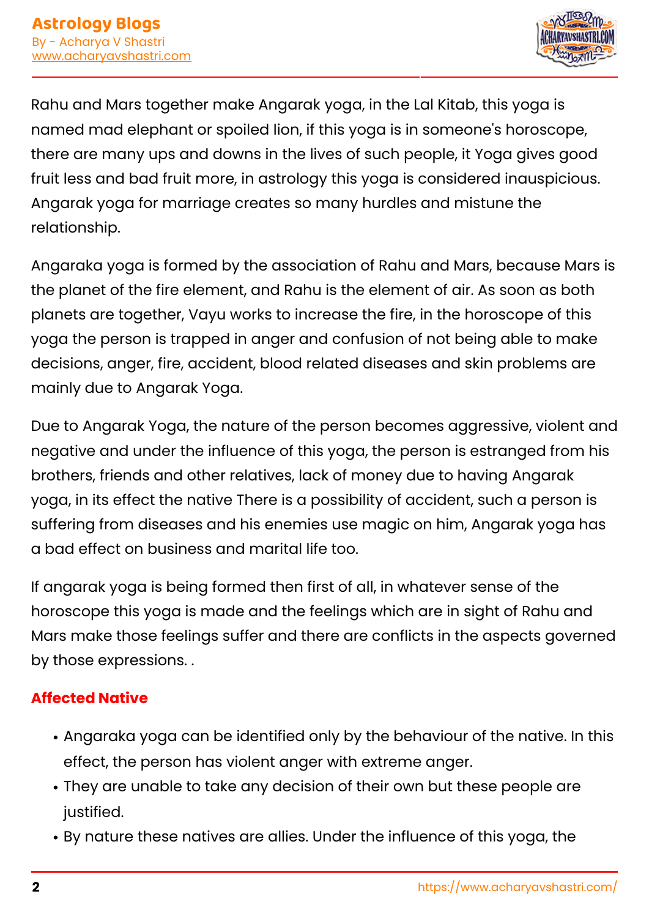Rahu and Mars together make Angarak yoga, in the Lal Kitab, this yoga is named mad elephant or spoiled lion, if this yoga is in someone's horoscope, there are many ups and downs in the lives of such people, it Yoga gives good fruit less and bad fruit more, in astrology this yoga is considered inauspicious. Angarak yoga for marriage creates so many hurdles and mistune the relationship.

Angaraka yoga is formed by the association of Rahu and Mars, because Mars is the planet of the fire element, and Rahu is the element of air. As soon as both planets are together, Vayu works to increase the fire, in the horoscope of this yoga the person is trapped in anger and confusion of not being able to make decisions, anger, fire, accident, blood related diseases and skin problems are mainly due to Angarak Yoga.

Due to Angarak Yoga, the nature of the person becomes aggressive, violent and negative and under the influence of this yoga, the person is estranged from his brothers, friends and other relatives, lack of money due to having Angarak yoga, in its effect the native There is a possibility of accident, such a person is suffering from diseases and his enemies use magic on him, Angarak yoga has a bad effect on business and marital life too.

If angarak yoga is being formed then first of all, in whatever sense of the horoscope this yoga is made and the feelings which are in sight of Rahu and Mars make those feelings suffer and there are conflicts in the aspects governed by those expressions. .

## Affected Native

- Angaraka yoga can be identified only by the behaviour of the native. In this effect, the person has violent anger with extreme anger.
- They are unable to take any decision of their own but these people are justified.
- By nature these natives are allies. Under the influence of this yoga, the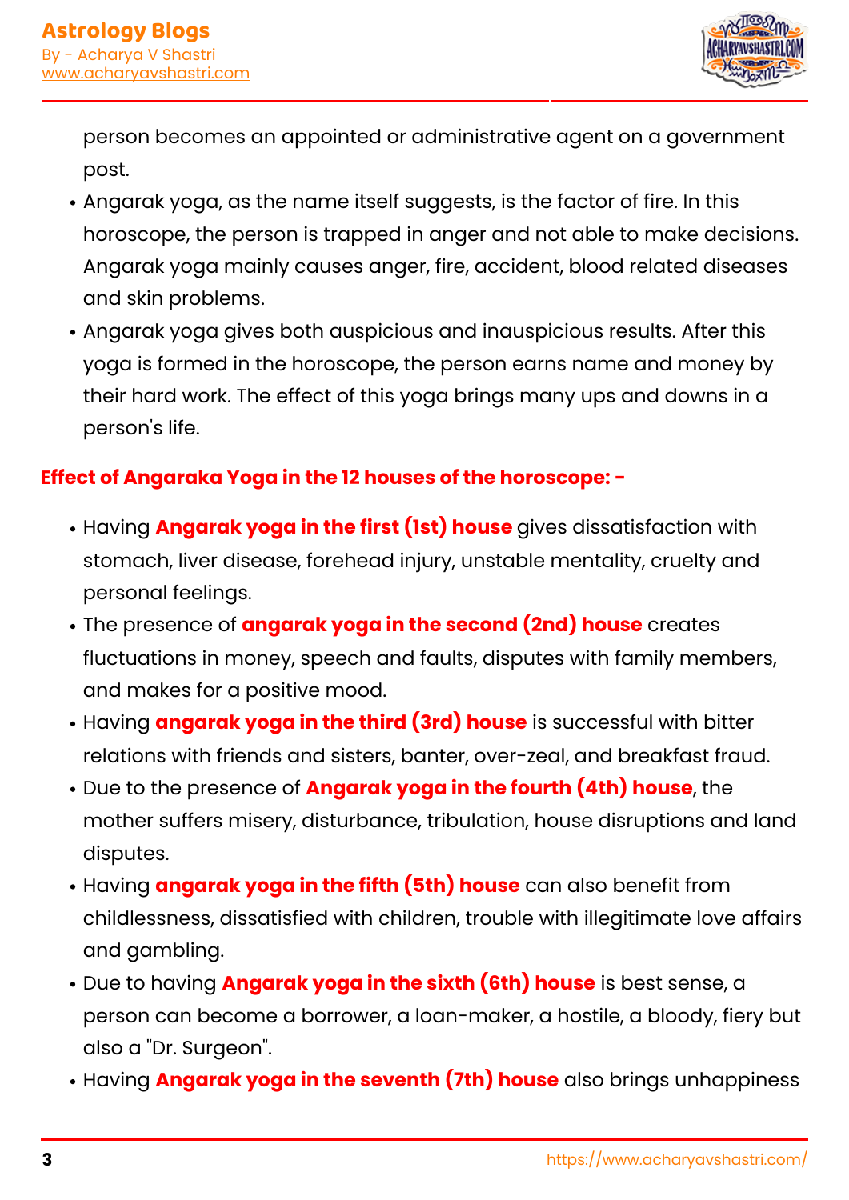person becomes an appointed or administrative agent on a government post.

- Angarak yoga, as the name itself suggests, is the factor of fire. In this horoscope, the person is trapped in anger and not able to make decisions. Angarak yoga mainly causes anger, fire, accident, blood related diseases and skin problems.
- Angarak yoga gives both auspicious and inauspicious results. After this yoga is formed in the horoscope, the person earns name and money by their hard work. The effect of this yoga brings many ups and downs in a person's life.

**Effect of Angaraka Yoga in the 12 houses of the horoscope: -**

- Having **Angarak yoga in the first (1st) house** gives dissatisfaction with stomach, liver disease, forehead injury, unstable mentality, cruelty and personal feelings.
- The presence of **angarak yoga in the second (2nd) house** creates fluctuations in money, speech and faults, disputes with family members, and makes for a positive mood.
- Having **angarak yoga in the third (3rd) house** is successful with bitter relations with friends and sisters, banter, over-zeal, and breakfast fraud.
- Due to the presence of **Angarak yoga in the fourth (4th) house**, the mother suffers misery, disturbance, tribulation, house disruptions and land disputes.
- Having **angarak yoga in the fifth (5th) house** can also benefit from childlessness, dissatisfied with children, trouble with illegitimate love affairs and gambling.
- Due to having **Angarak yoga in the sixth (6th) house** is best sense, a person can become a borrower, a loan-maker, a hostile, a bloody, fiery but also a "Dr. Surgeon".
- Having **Angarak yoga in the seventh (7th) house** also brings unhappiness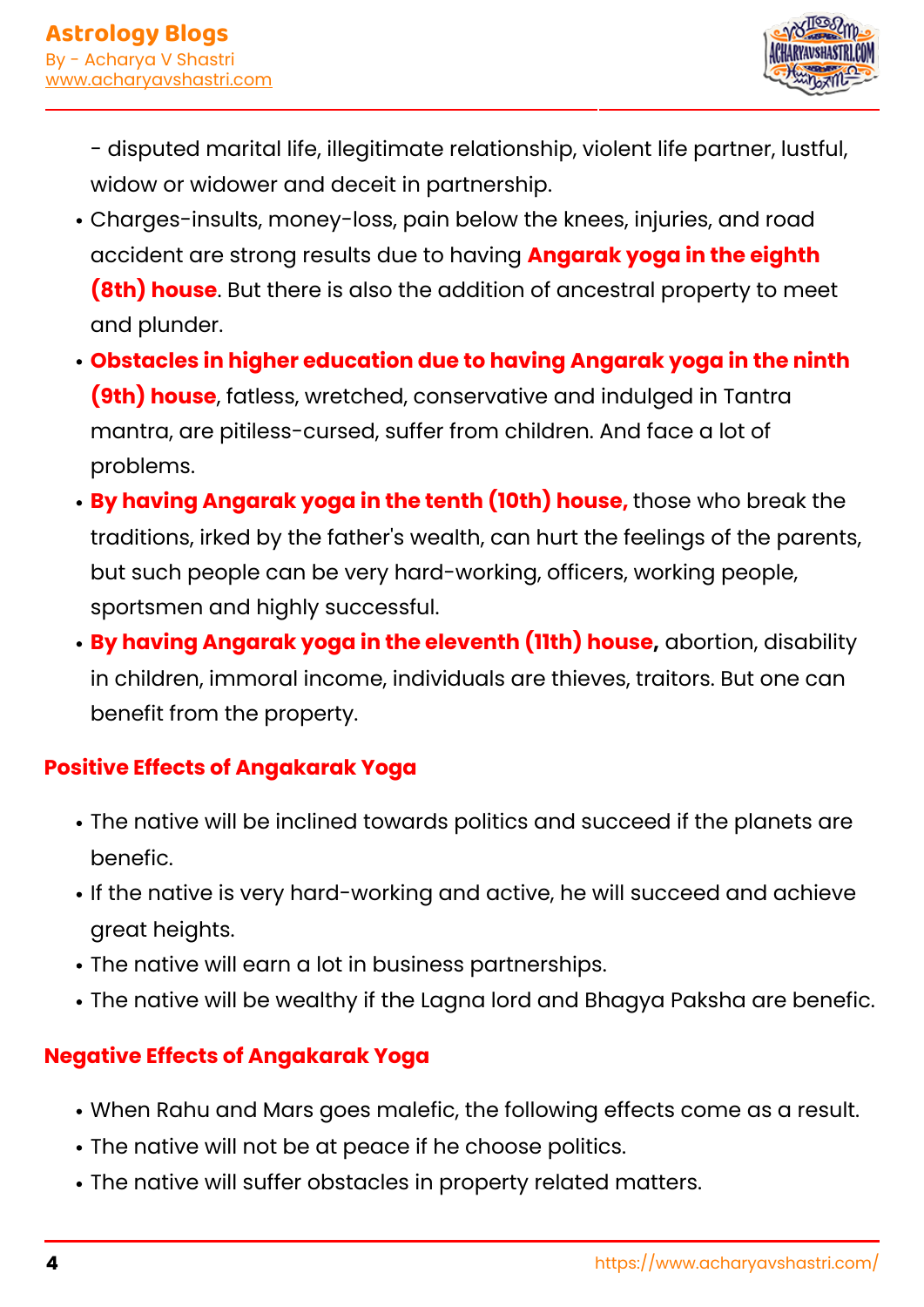- disputed marital life, illegitimate relationship, violent life partner, lustful, widow or widower and deceit in partnership.

- Charges-insults, money-loss, pain below the knees, injuries, and road accident are strong results due to having **Angarak yoga in the eighth (8th) house**. But there is also the addition of ancestral property to meet and plunder.
- **Obstacles in higher education due to having Angarak yoga in the ninth (9th) house**, fatless, wretched, conservative and indulged in Tantra mantra, are pitiless-cursed, suffer from children. And face a lot of problems.
- **By having Angarak yoga in the tenth (10th) house,** those who break the traditions, irked by the father's wealth, can hurt the feelings of the parents, but such people can be very hard-working, officers, working people, sportsmen and highly successful.
- **By having Angarak yoga in the eleventh (11th) house,** abortion, disability in children, immoral income, individuals are thieves, traitors. But one can benefit from the property.

### Positive Effects of Angakarak Yoga

- The native will be inclined towards politics and succeed if the planets are benefic.
- If the native is very hard-working and active, he will succeed and achieve great heights.
- The native will earn a lot in business partnerships.
- The native will be wealthy if the Lagna lord and Bhagya Paksha are benefic.

### Negative Effects of Angakarak Yoga

- When Rahu and Mars goes malefic, the following effects come as a result.
- The native will not be at peace if he choose politics.
- The native will suffer obstacles in property related matters.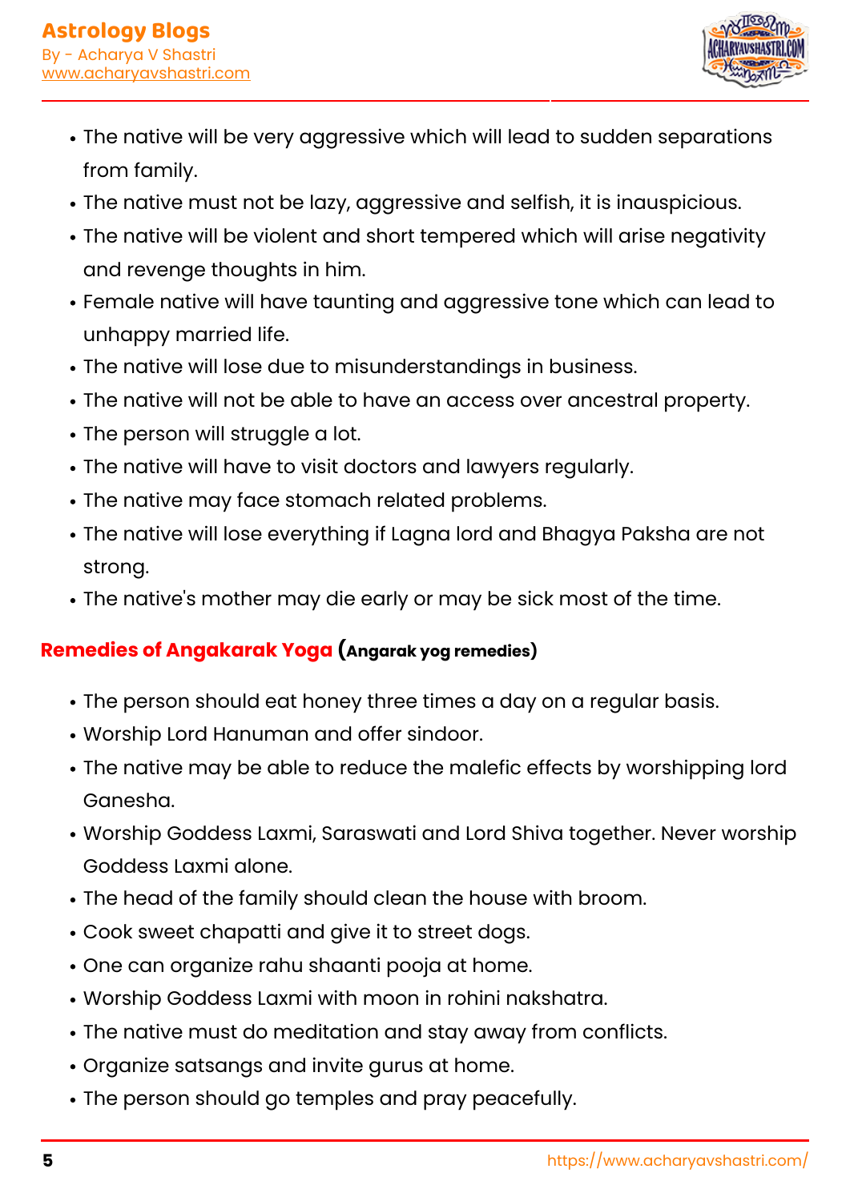- The native will be very aggressive which will lead to sudden separations from family.
- The native must not be lazy, aggressive and selfish, it is inauspicious.
- The native will be violent and short tempered which will arise negativity and revenge thoughts in him.
- Female native will have taunting and aggressive tone which can lead to unhappy married life.
- The native will lose due to misunderstandings in business.
- The native will not be able to have an access over ancestral property.
- The person will struggle a lot.
- The native will have to visit doctors and lawyers regularly.
- The native may face stomach related problems.
- The native will lose everything if Lagna lord and Bhagya Paksha are not strong.
- The native's mother may die early or may be sick most of the time.

## Remedies of Angakarak Yoga (**Angarak yog remedies**)

- The person should eat honey three times a day on a regular basis.
- Worship Lord Hanuman and offer sindoor.
- The native may be able to reduce the malefic effects by worshipping lord Ganesha.
- Worship Goddess Laxmi, Saraswati and Lord Shiva together. Never worship Goddess Laxmi alone.
- The head of the family should clean the house with broom.
- Cook sweet chapatti and give it to street dogs.
- One can organize rahu shaanti pooja at home.
- Worship Goddess Laxmi with moon in rohini nakshatra.
- The native must do meditation and stay away from conflicts.
- Organize satsangs and invite gurus at home.
- The person should go temples and pray peacefully.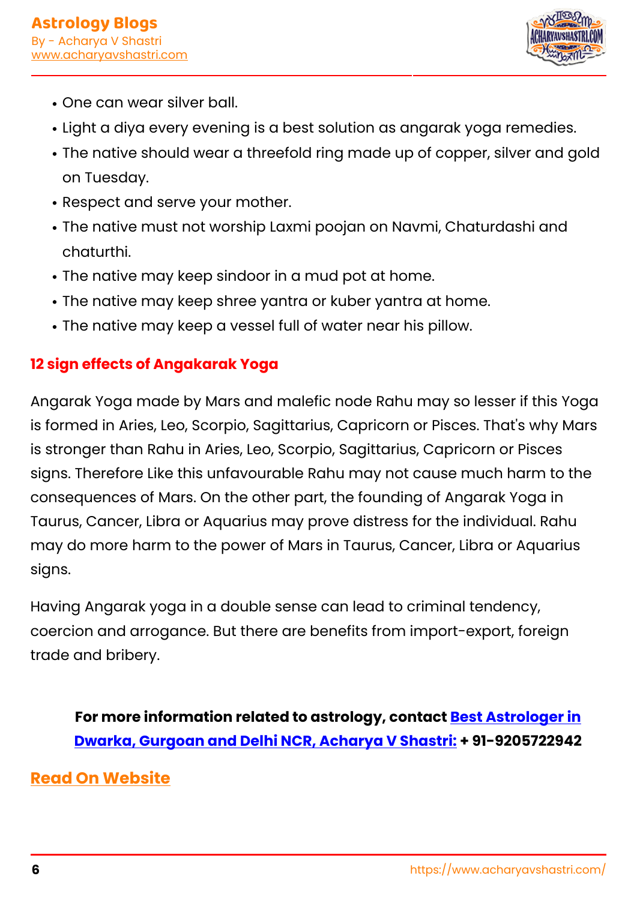- One can wear silver ball.
- Light a diya every evening is a best solution as angarak yoga remedies.
- The native should wear a threefold ring made up of copper, silver and gold on Tuesday.
- Respect and serve your mother.
- The native must not worship Laxmi poojan on Navmi, Chaturdashi and chaturthi.
- The native may keep sindoor in a mud pot at home.
- The native may keep shree yantra or kuber yantra at home.
- The native may keep a vessel full of water near his pillow.

## 12 sign effects of Angakarak Yoga

Angarak Yoga made by Mars and malefic node Rahu may so lesser if this Yoga is formed in Aries, Leo, Scorpio, Sagittarius, Capricorn or Pisces. That's why Mars is stronger than Rahu in Aries, Leo, Scorpio, Sagittarius, Capricorn or Pisces signs. Therefore Like this unfavourable Rahu may not cause much harm to the consequences of Mars. On the other part, the founding of Angarak Yoga in Taurus, Cancer, Libra or Aquarius may prove distress for the individual. Rahu may do more harm to the power of Mars in Taurus, Cancer, Libra or Aquarius signs.

Having Angarak yoga in a double sense can lead to criminal tendency, coercion and arrogance. But there are benefits from import-export, foreign trade and bribery.

**For more information related to astrology, contact [Best Astrologer in Dwarka, Gurgoan and Delhi NCR, Acharya V Shastri:](https://www.acharyavshastri.com/) + 91-9205722942**

**[Read On Website](https://www.acharyavshastri.com/)**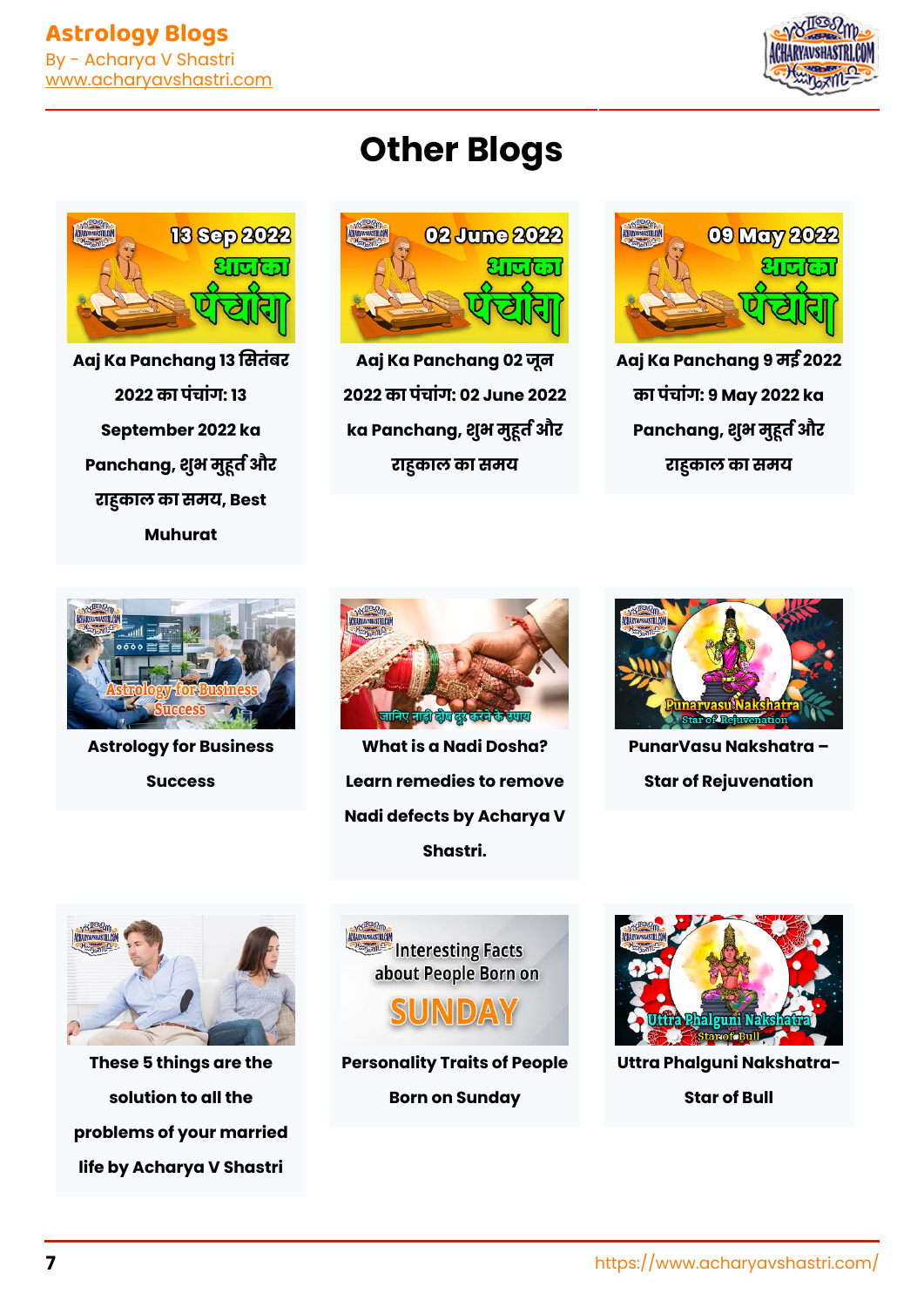# Other Blogs

**Aaj Ka Panchang 13 सितंबर 2022 का पंचांग: 13 September 2022 ka Panchang, शुभ मुहूर्त और राहुकाल का समय, Best Muhurat**

**Aaj Ka Panchang 02 जून 2022 का पंचांग: 02 June 2022 ka Panchang, शुभ मुहूर्त और राहुकाल का समय**

**Aaj Ka Panchang 9 मई 2022 का पंचांग: 9 May 2022 ka Panchang, शुभ मुहूर्त और राहुकाल का समय**

**Astrology for Business Success**

**What is a Nadi Dosha? Learn remedies to remove Nadi defects by Acharya V Shastri.**

**PunarVasu Nakshatra – Star of Rejuvenation**

**These 5 things are the solution to all the problems of your married life by Acharya V Shastri**

**Personality Traits of People Born on Sunday**

**Uttra Phalguni Nakshatra- Star of Bull**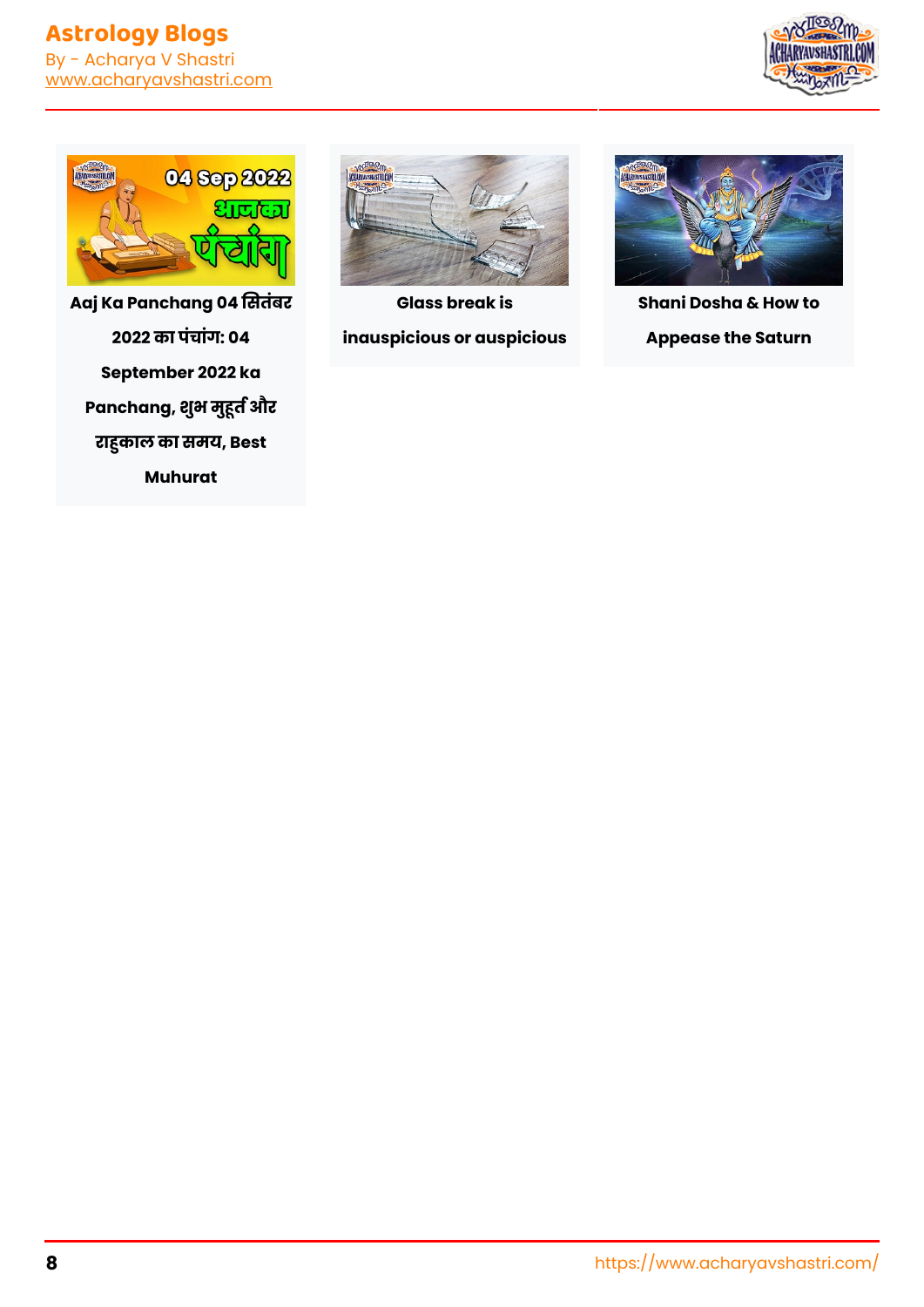**Aaj Ka Panchang 04 सितंबर 2022 का पंचांग: 04 September 2022 ka Panchang, शुभ मुहूर्त और राहुकाल का समय, Best Muhurat**

**Glass break is inauspicious or auspicious**

**Shani Dosha & How to Appease the Saturn**